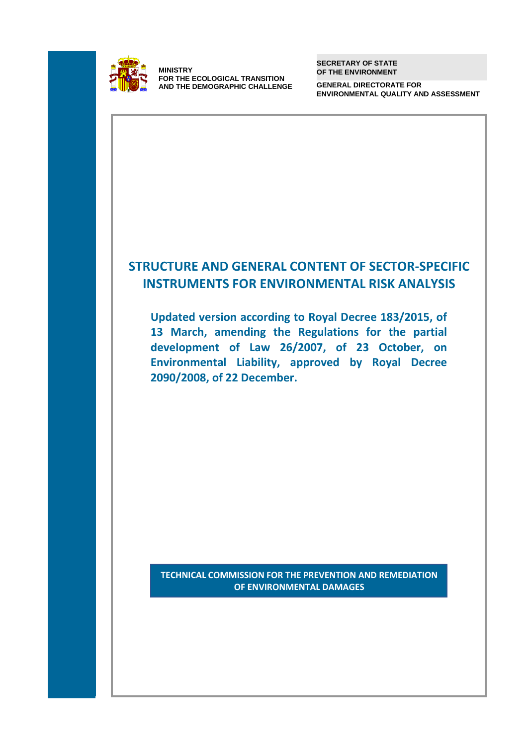**MINISTRY**
**FOR THE ECOLOGICAL TRANSITION**
**AND THE DEMOGRAPHIC CHALLENGE**

**SECRETARY OF STATE**
**OF THE ENVIRONMENT**

**GENERAL DIRECTORATE FOR**
**ENVIRONMENTAL QUALITY AND ASSESSMENT**

# STRUCTURE AND GENERAL CONTENT OF SECTOR-SPECIFIC INSTRUMENTS FOR ENVIRONMENTAL RISK ANALYSIS

**Updated version according to Royal Decree 183/2015, of 13 March, amending the Regulations for the partial development of Law 26/2007, of 23 October, on Environmental Liability, approved by Royal Decree 2090/2008, of 22 December.**

**TECHNICAL COMMISSION FOR THE PREVENTION AND REMEDIATION OF ENVIRONMENTAL DAMAGES**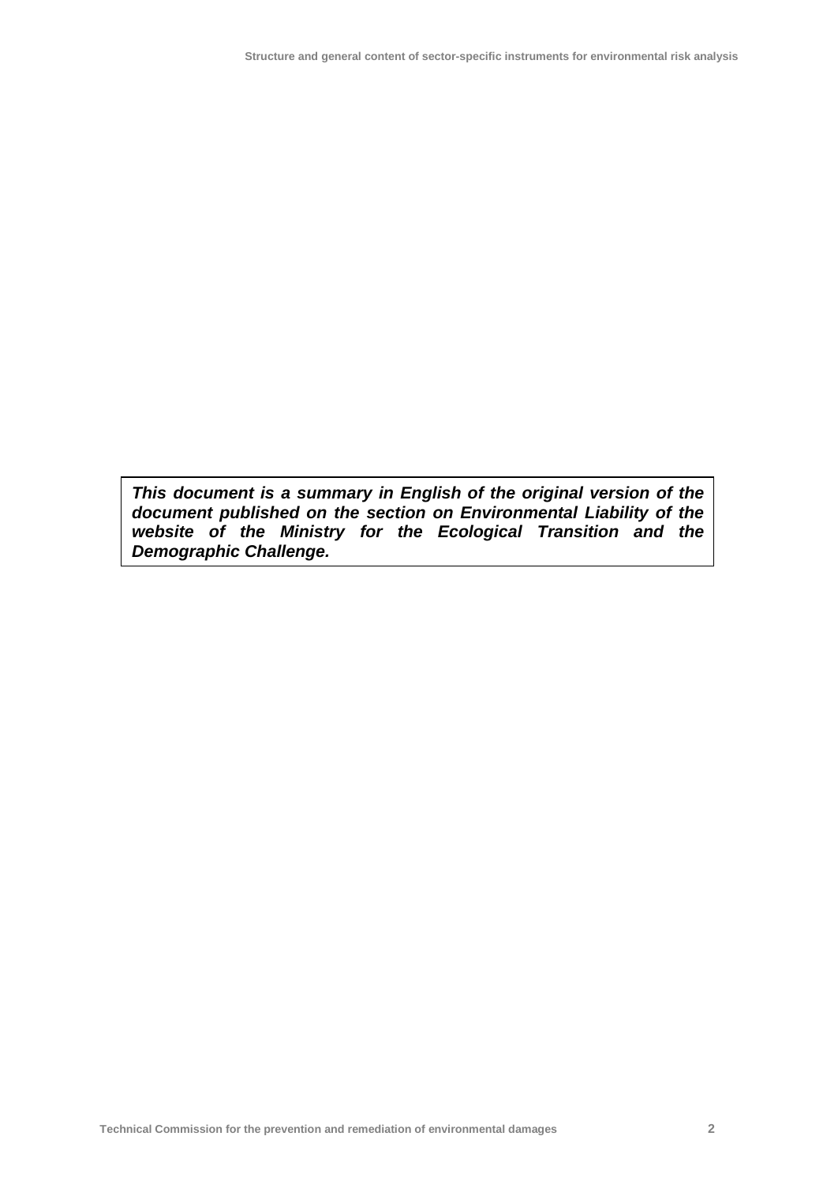***This document is a summary in English of the original version of the document published on the section on Environmental Liability of the website of the Ministry for the Ecological Transition and the Demographic Challenge.***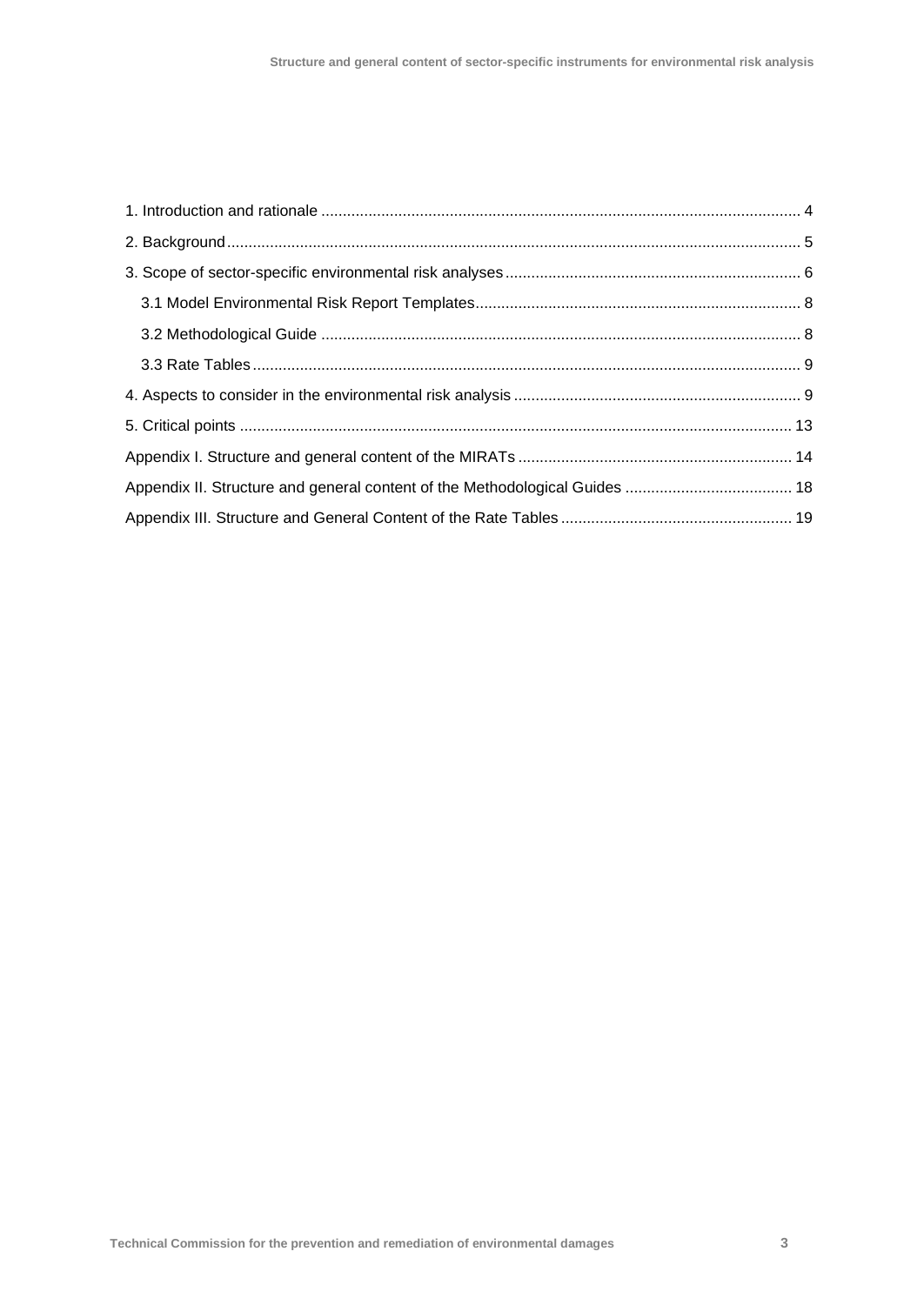1. Introduction and rationale .......... 4

2. Background .......... 5

3. Scope of sector-specific environmental risk analyses .......... 6

    3.1 Model Environmental Risk Report Templates .......... 8

    3.2 Methodological Guide .......... 8

    3.3 Rate Tables .......... 9

4. Aspects to consider in the environmental risk analysis .......... 9

5. Critical points .......... 13

Appendix I. Structure and general content of the MIRATs .......... 14

Appendix II. Structure and general content of the Methodological Guides .......... 18

Appendix III. Structure and General Content of the Rate Tables .......... 19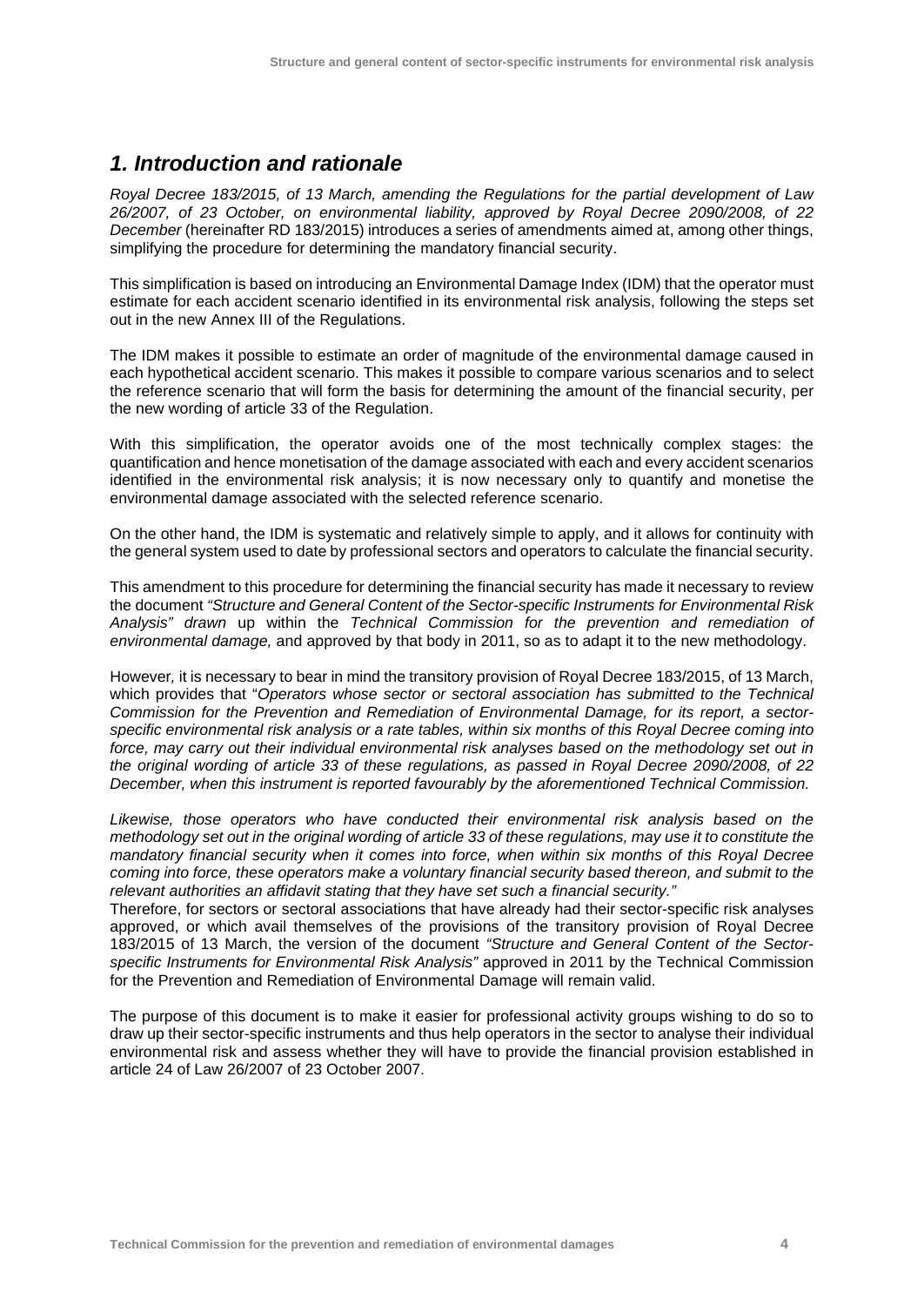## *1. Introduction and rationale*

*Royal Decree 183/2015, of 13 March, amending the Regulations for the partial development of Law 26/2007, of 23 October, on environmental liability, approved by Royal Decree 2090/2008, of 22 December* (hereinafter RD 183/2015) introduces a series of amendments aimed at, among other things, simplifying the procedure for determining the mandatory financial security.

This simplification is based on introducing an Environmental Damage Index (IDM) that the operator must estimate for each accident scenario identified in its environmental risk analysis, following the steps set out in the new Annex III of the Regulations.

The IDM makes it possible to estimate an order of magnitude of the environmental damage caused in each hypothetical accident scenario. This makes it possible to compare various scenarios and to select the reference scenario that will form the basis for determining the amount of the financial security, per the new wording of article 33 of the Regulation.

With this simplification, the operator avoids one of the most technically complex stages: the quantification and hence monetisation of the damage associated with each and every accident scenarios identified in the environmental risk analysis; it is now necessary only to quantify and monetise the environmental damage associated with the selected reference scenario.

On the other hand, the IDM is systematic and relatively simple to apply, and it allows for continuity with the general system used to date by professional sectors and operators to calculate the financial security.

This amendment to this procedure for determining the financial security has made it necessary to review the document *"Structure and General Content of the Sector-specific Instruments for Environmental Risk Analysis" drawn* up within the *Technical Commission for the prevention and remediation of environmental damage,* and approved by that body in 2011, so as to adapt it to the new methodology.

However, it is necessary to bear in mind the transitory provision of Royal Decree 183/2015, of 13 March, which provides that "*Operators whose sector or sectoral association has submitted to the Technical Commission for the Prevention and Remediation of Environmental Damage, for its report, a sector-specific environmental risk analysis or a rate tables, within six months of this Royal Decree coming into force, may carry out their individual environmental risk analyses based on the methodology set out in the original wording of article 33 of these regulations, as passed in Royal Decree 2090/2008, of 22 December, when this instrument is reported favourably by the aforementioned Technical Commission.*

*Likewise, those operators who have conducted their environmental risk analysis based on the methodology set out in the original wording of article 33 of these regulations, may use it to constitute the mandatory financial security when it comes into force, when within six months of this Royal Decree coming into force, these operators make a voluntary financial security based thereon, and submit to the relevant authorities an affidavit stating that they have set such a financial security."*

Therefore, for sectors or sectoral associations that have already had their sector-specific risk analyses approved, or which avail themselves of the provisions of the transitory provision of Royal Decree 183/2015 of 13 March, the version of the document *"Structure and General Content of the Sector-specific Instruments for Environmental Risk Analysis"* approved in 2011 by the Technical Commission for the Prevention and Remediation of Environmental Damage will remain valid.

The purpose of this document is to make it easier for professional activity groups wishing to do so to draw up their sector-specific instruments and thus help operators in the sector to analyse their individual environmental risk and assess whether they will have to provide the financial provision established in article 24 of Law 26/2007 of 23 October 2007.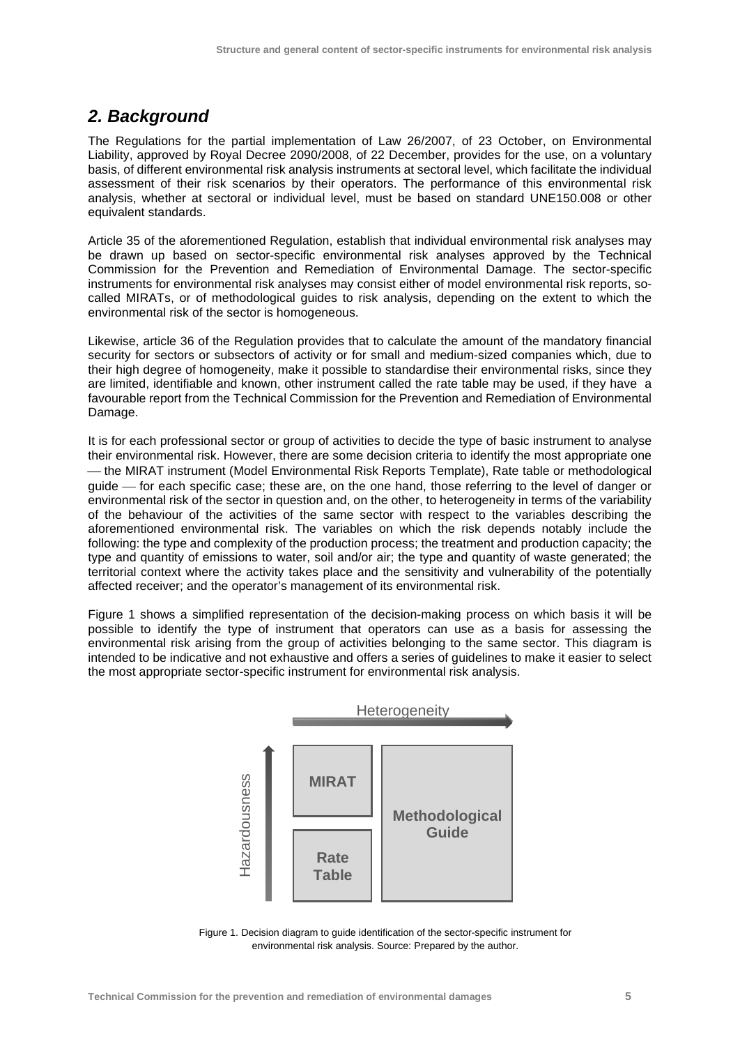## *2. Background*

The Regulations for the partial implementation of Law 26/2007, of 23 October, on Environmental Liability, approved by Royal Decree 2090/2008, of 22 December, provides for the use, on a voluntary basis, of different environmental risk analysis instruments at sectoral level, which facilitate the individual assessment of their risk scenarios by their operators. The performance of this environmental risk analysis, whether at sectoral or individual level, must be based on standard UNE150.008 or other equivalent standards.

Article 35 of the aforementioned Regulation, establish that individual environmental risk analyses may be drawn up based on sector-specific environmental risk analyses approved by the Technical Commission for the Prevention and Remediation of Environmental Damage. The sector-specific instruments for environmental risk analyses may consist either of model environmental risk reports, so-called MIRATs, or of methodological guides to risk analysis, depending on the extent to which the environmental risk of the sector is homogeneous.

Likewise, article 36 of the Regulation provides that to calculate the amount of the mandatory financial security for sectors or subsectors of activity or for small and medium-sized companies which, due to their high degree of homogeneity, make it possible to standardise their environmental risks, since they are limited, identifiable and known, other instrument called the rate table may be used, if they have a favourable report from the Technical Commission for the Prevention and Remediation of Environmental Damage.

It is for each professional sector or group of activities to decide the type of basic instrument to analyse their environmental risk. However, there are some decision criteria to identify the most appropriate one — the MIRAT instrument (Model Environmental Risk Reports Template), Rate table or methodological guide — for each specific case; these are, on the one hand, those referring to the level of danger or environmental risk of the sector in question and, on the other, to heterogeneity in terms of the variability of the behaviour of the activities of the same sector with respect to the variables describing the aforementioned environmental risk. The variables on which the risk depends notably include the following: the type and complexity of the production process; the treatment and production capacity; the type and quantity of emissions to water, soil and/or air; the type and quantity of waste generated; the territorial context where the activity takes place and the sensitivity and vulnerability of the potentially affected receiver; and the operator's management of its environmental risk.

Figure 1 shows a simplified representation of the decision-making process on which basis it will be possible to identify the type of instrument that operators can use as a basis for assessing the environmental risk arising from the group of activities belonging to the same sector. This diagram is intended to be indicative and not exhaustive and offers a series of guidelines to make it easier to select the most appropriate sector-specific instrument for environmental risk analysis.

Heterogeneity

Hazardousness

MIRAT

Rate Table

Methodological Guide

Figure 1. Decision diagram to guide identification of the sector-specific instrument for environmental risk analysis. Source: Prepared by the author.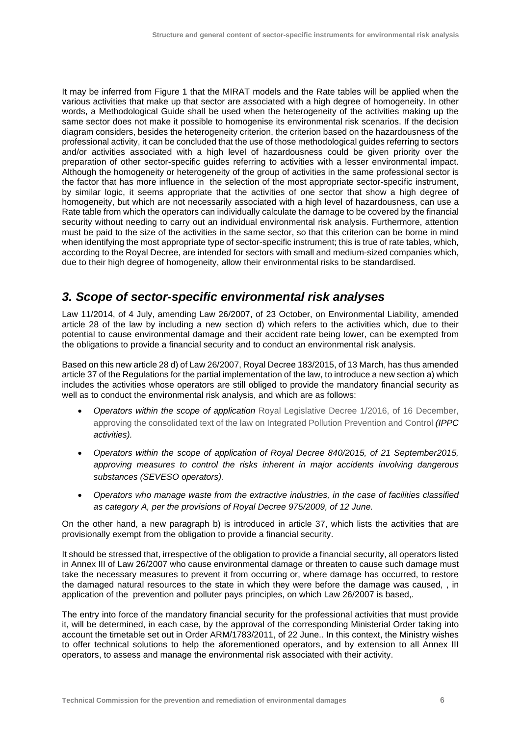It may be inferred from Figure 1 that the MIRAT models and the Rate tables will be applied when the various activities that make up that sector are associated with a high degree of homogeneity. In other words, a Methodological Guide shall be used when the heterogeneity of the activities making up the same sector does not make it possible to homogenise its environmental risk scenarios. If the decision diagram considers, besides the heterogeneity criterion, the criterion based on the hazardousness of the professional activity, it can be concluded that the use of those methodological guides referring to sectors and/or activities associated with a high level of hazardousness could be given priority over the preparation of other sector-specific guides referring to activities with a lesser environmental impact. Although the homogeneity or heterogeneity of the group of activities in the same professional sector is the factor that has more influence in the selection of the most appropriate sector-specific instrument, by similar logic, it seems appropriate that the activities of one sector that show a high degree of homogeneity, but which are not necessarily associated with a high level of hazardousness, can use a Rate table from which the operators can individually calculate the damage to be covered by the financial security without needing to carry out an individual environmental risk analysis. Furthermore, attention must be paid to the size of the activities in the same sector, so that this criterion can be borne in mind when identifying the most appropriate type of sector-specific instrument; this is true of rate tables, which, according to the Royal Decree, are intended for sectors with small and medium-sized companies which, due to their high degree of homogeneity, allow their environmental risks to be standardised.

## *3. Scope of sector-specific environmental risk analyses*

Law 11/2014, of 4 July, amending Law 26/2007, of 23 October, on Environmental Liability, amended article 28 of the law by including a new section d) which refers to the activities which, due to their potential to cause environmental damage and their accident rate being lower, can be exempted from the obligations to provide a financial security and to conduct an environmental risk analysis.

Based on this new article 28 d) of Law 26/2007, Royal Decree 183/2015, of 13 March, has thus amended article 37 of the Regulations for the partial implementation of the law, to introduce a new section a) which includes the activities whose operators are still obliged to provide the mandatory financial security as well as to conduct the environmental risk analysis, and which are as follows:

- *Operators within the scope of application* Royal Legislative Decree 1/2016, of 16 December, approving the consolidated text of the law on Integrated Pollution Prevention and Control *(IPPC activities).*
- *Operators within the scope of application of Royal Decree 840/2015, of 21 September2015, approving measures to control the risks inherent in major accidents involving dangerous substances (SEVESO operators).*
- *Operators who manage waste from the extractive industries, in the case of facilities classified as category A, per the provisions of Royal Decree 975/2009, of 12 June.*

On the other hand, a new paragraph b) is introduced in article 37, which lists the activities that are provisionally exempt from the obligation to provide a financial security.

It should be stressed that, irrespective of the obligation to provide a financial security, all operators listed in Annex III of Law 26/2007 who cause environmental damage or threaten to cause such damage must take the necessary measures to prevent it from occurring or, where damage has occurred, to restore the damaged natural resources to the state in which they were before the damage was caused, , in application of the prevention and polluter pays principles, on which Law 26/2007 is based,.

The entry into force of the mandatory financial security for the professional activities that must provide it, will be determined, in each case, by the approval of the corresponding Ministerial Order taking into account the timetable set out in Order ARM/1783/2011, of 22 June.. In this context, the Ministry wishes to offer technical solutions to help the aforementioned operators, and by extension to all Annex III operators, to assess and manage the environmental risk associated with their activity.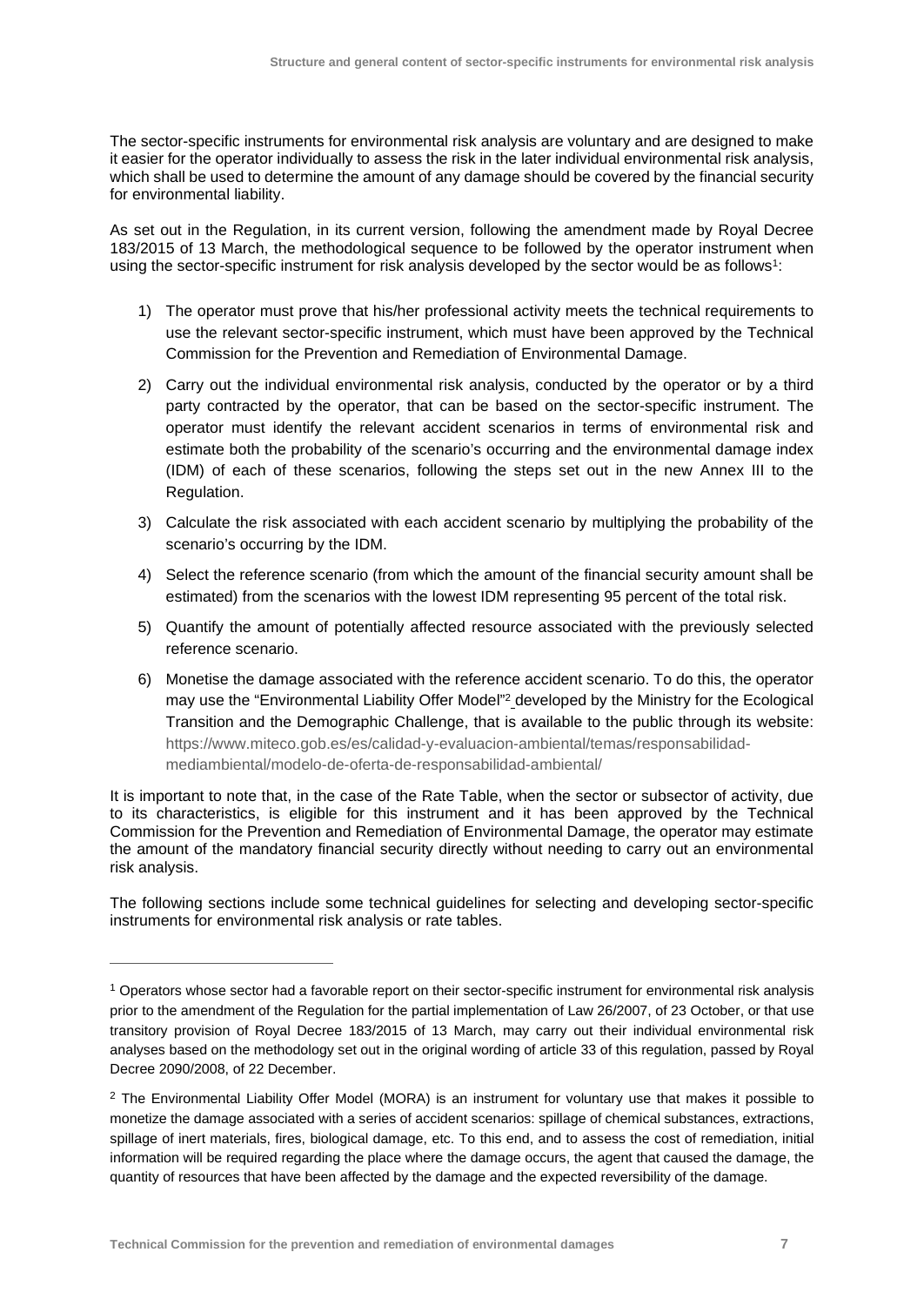The sector-specific instruments for environmental risk analysis are voluntary and are designed to make it easier for the operator individually to assess the risk in the later individual environmental risk analysis, which shall be used to determine the amount of any damage should be covered by the financial security for environmental liability.

As set out in the Regulation, in its current version, following the amendment made by Royal Decree 183/2015 of 13 March, the methodological sequence to be followed by the operator instrument when using the sector-specific instrument for risk analysis developed by the sector would be as follows[1]:

1) The operator must prove that his/her professional activity meets the technical requirements to use the relevant sector-specific instrument, which must have been approved by the Technical Commission for the Prevention and Remediation of Environmental Damage.
2) Carry out the individual environmental risk analysis, conducted by the operator or by a third party contracted by the operator, that can be based on the sector-specific instrument. The operator must identify the relevant accident scenarios in terms of environmental risk and estimate both the probability of the scenario's occurring and the environmental damage index (IDM) of each of these scenarios, following the steps set out in the new Annex III to the Regulation.
3) Calculate the risk associated with each accident scenario by multiplying the probability of the scenario's occurring by the IDM.
4) Select the reference scenario (from which the amount of the financial security amount shall be estimated) from the scenarios with the lowest IDM representing 95 percent of the total risk.
5) Quantify the amount of potentially affected resource associated with the previously selected reference scenario.
6) Monetise the damage associated with the reference accident scenario. To do this, the operator may use the "Environmental Liability Offer Model"[2] developed by the Ministry for the Ecological Transition and the Demographic Challenge, that is available to the public through its website: https://www.miteco.gob.es/es/calidad-y-evaluacion-ambiental/temas/responsabilidad-mediambiental/modelo-de-oferta-de-responsabilidad-ambiental/

It is important to note that, in the case of the Rate Table, when the sector or subsector of activity, due to its characteristics, is eligible for this instrument and it has been approved by the Technical Commission for the Prevention and Remediation of Environmental Damage, the operator may estimate the amount of the mandatory financial security directly without needing to carry out an environmental risk analysis.

The following sections include some technical guidelines for selecting and developing sector-specific instruments for environmental risk analysis or rate tables.

---

[1] Operators whose sector had a favorable report on their sector-specific instrument for environmental risk analysis prior to the amendment of the Regulation for the partial implementation of Law 26/2007, of 23 October, or that use transitory provision of Royal Decree 183/2015 of 13 March, may carry out their individual environmental risk analyses based on the methodology set out in the original wording of article 33 of this regulation, passed by Royal Decree 2090/2008, of 22 December.

[2] The Environmental Liability Offer Model (MORA) is an instrument for voluntary use that makes it possible to monetize the damage associated with a series of accident scenarios: spillage of chemical substances, extractions, spillage of inert materials, fires, biological damage, etc. To this end, and to assess the cost of remediation, initial information will be required regarding the place where the damage occurs, the agent that caused the damage, the quantity of resources that have been affected by the damage and the expected reversibility of the damage.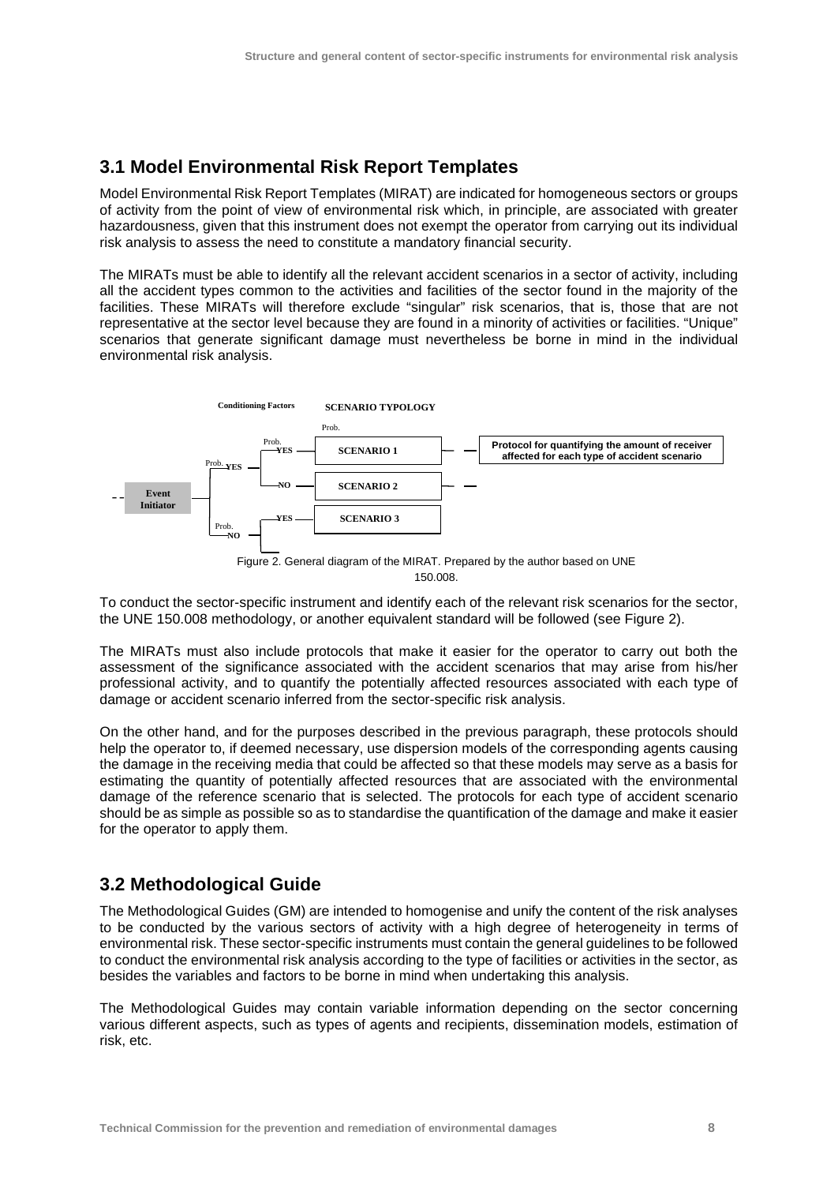## 3.1 Model Environmental Risk Report Templates

Model Environmental Risk Report Templates (MIRAT) are indicated for homogeneous sectors or groups of activity from the point of view of environmental risk which, in principle, are associated with greater hazardousness, given that this instrument does not exempt the operator from carrying out its individual risk analysis to assess the need to constitute a mandatory financial security.

The MIRATs must be able to identify all the relevant accident scenarios in a sector of activity, including all the accident types common to the activities and facilities of the sector found in the majority of the facilities. These MIRATs will therefore exclude "singular" risk scenarios, that is, those that are not representative at the sector level because they are found in a minority of activities or facilities. "Unique" scenarios that generate significant damage must nevertheless be borne in mind in the individual environmental risk analysis.

Conditioning Factors

SCENARIO TYPOLOGY

Event Initiator

Prob. YES

Prob. YES

Prob.

SCENARIO 1

NO

SCENARIO 2

Prob. NO

YES

SCENARIO 3

Protocol for quantifying the amount of receiver affected for each type of accident scenario

Figure 2. General diagram of the MIRAT. Prepared by the author based on UNE 150.008.

To conduct the sector-specific instrument and identify each of the relevant risk scenarios for the sector, the UNE 150.008 methodology, or another equivalent standard will be followed (see Figure 2).

The MIRATs must also include protocols that make it easier for the operator to carry out both the assessment of the significance associated with the accident scenarios that may arise from his/her professional activity, and to quantify the potentially affected resources associated with each type of damage or accident scenario inferred from the sector-specific risk analysis.

On the other hand, and for the purposes described in the previous paragraph, these protocols should help the operator to, if deemed necessary, use dispersion models of the corresponding agents causing the damage in the receiving media that could be affected so that these models may serve as a basis for estimating the quantity of potentially affected resources that are associated with the environmental damage of the reference scenario that is selected. The protocols for each type of accident scenario should be as simple as possible so as to standardise the quantification of the damage and make it easier for the operator to apply them.

## 3.2 Methodological Guide

The Methodological Guides (GM) are intended to homogenise and unify the content of the risk analyses to be conducted by the various sectors of activity with a high degree of heterogeneity in terms of environmental risk. These sector-specific instruments must contain the general guidelines to be followed to conduct the environmental risk analysis according to the type of facilities or activities in the sector, as besides the variables and factors to be borne in mind when undertaking this analysis.

The Methodological Guides may contain variable information depending on the sector concerning various different aspects, such as types of agents and recipients, dissemination models, estimation of risk, etc.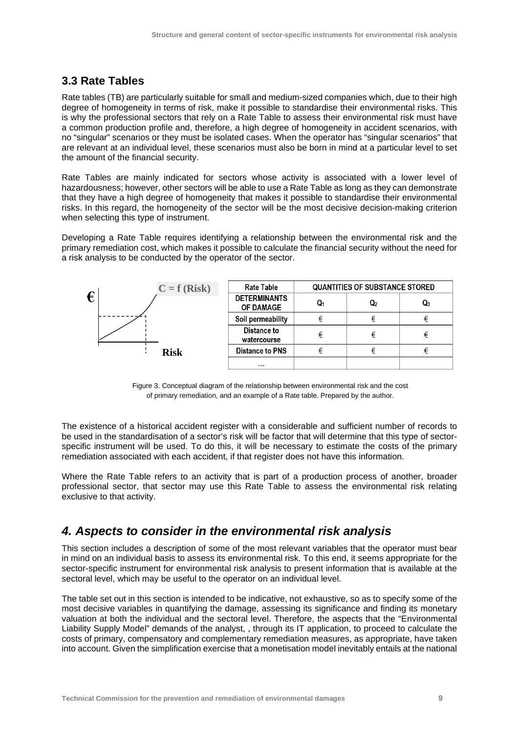## 3.3 Rate Tables

Rate tables (TB) are particularly suitable for small and medium-sized companies which, due to their high degree of homogeneity in terms of risk, make it possible to standardise their environmental risks. This is why the professional sectors that rely on a Rate Table to assess their environmental risk must have a common production profile and, therefore, a high degree of homogeneity in accident scenarios, with no "singular" scenarios or they must be isolated cases. When the operator has "singular scenarios" that are relevant at an individual level, these scenarios must also be born in mind at a particular level to set the amount of the financial security.

Rate Tables are mainly indicated for sectors whose activity is associated with a lower level of hazardousness; however, other sectors will be able to use a Rate Table as long as they can demonstrate that they have a high degree of homogeneity that makes it possible to standardise their environmental risks. In this regard, the homogeneity of the sector will be the most decisive decision-making criterion when selecting this type of instrument.

Developing a Rate Table requires identifying a relationship between the environmental risk and the primary remediation cost, which makes it possible to calculate the financial security without the need for a risk analysis to be conducted by the operator of the sector.

€

C = f (Risk)

Risk

| Rate Table | QUANTITIES OF SUBSTANCE STORED | | |
|---|---|---|---|
| DETERMINANTS OF DAMAGE | $Q_1$ | $Q_2$ | $Q_3$ |
| Soil permeability | € | € | € |
| Distance to watercourse | € | € | € |
| Distance to PNS | € | € | € |
| ... | | | |

Figure 3. Conceptual diagram of the relationship between environmental risk and the cost of primary remediation, and an example of a Rate table. Prepared by the author.

The existence of a historical accident register with a considerable and sufficient number of records to be used in the standardisation of a sector's risk will be factor that will determine that this type of sector-specific instrument will be used. To do this, it will be necessary to estimate the costs of the primary remediation associated with each accident, if that register does not have this information.

Where the Rate Table refers to an activity that is part of a production process of another, broader professional sector, that sector may use this Rate Table to assess the environmental risk relating exclusive to that activity.

# *4. Aspects to consider in the environmental risk analysis*

This section includes a description of some of the most relevant variables that the operator must bear in mind on an individual basis to assess its environmental risk. To this end, it seems appropriate for the sector-specific instrument for environmental risk analysis to present information that is available at the sectoral level, which may be useful to the operator on an individual level.

The table set out in this section is intended to be indicative, not exhaustive, so as to specify some of the most decisive variables in quantifying the damage, assessing its significance and finding its monetary valuation at both the individual and the sectoral level. Therefore, the aspects that the "Environmental Liability Supply Model" demands of the analyst, , through its IT application, to proceed to calculate the costs of primary, compensatory and complementary remediation measures, as appropriate, have taken into account. Given the simplification exercise that a monetisation model inevitably entails at the national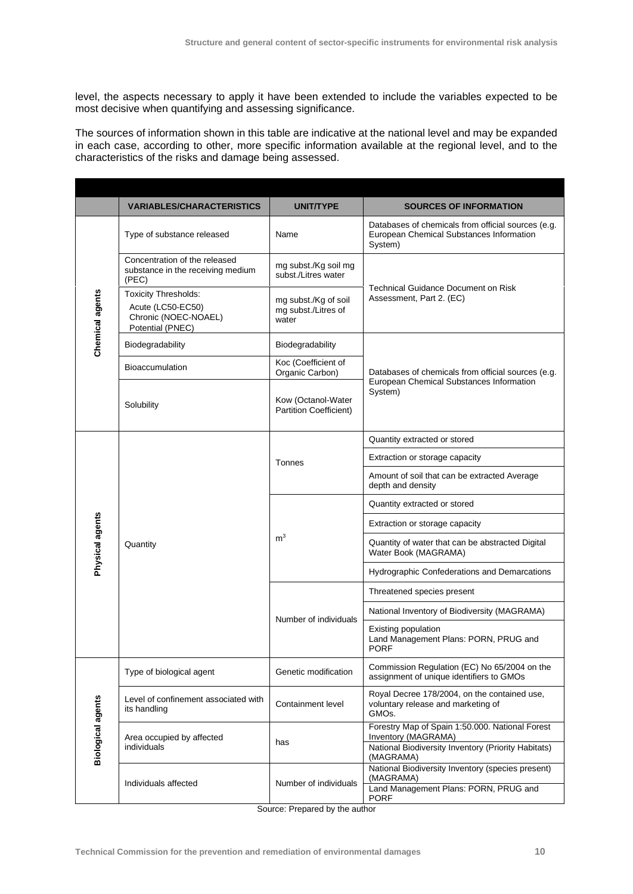level, the aspects necessary to apply it have been extended to include the variables expected to be most decisive when quantifying and assessing significance.

The sources of information shown in this table are indicative at the national level and may be expanded in each case, according to other, more specific information available at the regional level, and to the characteristics of the risks and damage being assessed.

| | VARIABLES/CHARACTERISTICS | UNIT/TYPE | SOURCES OF INFORMATION |
|---|---|---|---|
| Chemical agents | Type of substance released | Name | Databases of chemicals from official sources (e.g. European Chemical Substances Information System) |
| | Concentration of the released substance in the receiving medium (PEC) | mg subst./Kg soil mg subst./Litres water | Technical Guidance Document on Risk Assessment, Part 2. (EC) |
| | Toxicity Thresholds: Acute (LC50-EC50) Chronic (NOEC-NOAEL) Potential (PNEC) | mg subst./Kg of soil mg subst./Litres of water | |
| | Biodegradability | Biodegradability | Databases of chemicals from official sources (e.g. European Chemical Substances Information System) |
| | Bioaccumulation | Koc (Coefficient of Organic Carbon) | |
| | Solubility | Kow (Octanol-Water Partition Coefficient) | |
| Physical agents | Quantity | Tonnes | Quantity extracted or stored |
| | | | Extraction or storage capacity |
| | | | Amount of soil that can be extracted Average depth and density |
| | | $m^3$ | Quantity extracted or stored |
| | | | Extraction or storage capacity |
| | | | Quantity of water that can be abstracted Digital Water Book (MAGRAMA) |
| | | | Hydrographic Confederations and Demarcations |
| | | Number of individuals | Threatened species present |
| | | | National Inventory of Biodiversity (MAGRAMA) |
| | | | Existing population Land Management Plans: PORN, PRUG and PORF |
| Biological agents | Type of biological agent | Genetic modification | Commission Regulation (EC) No 65/2004 on the assignment of unique identifiers to GMOs |
| | Level of confinement associated with its handling | Containment level | Royal Decree 178/2004, on the contained use, voluntary release and marketing of GMOs. |
| | Area occupied by affected individuals | has | Forestry Map of Spain 1:50.000. National Forest Inventory (MAGRAMA) |
| | | | National Biodiversity Inventory (Priority Habitats) (MAGRAMA) |
| | Individuals affected | Number of individuals | National Biodiversity Inventory (species present) (MAGRAMA) |
| | | | Land Management Plans: PORN, PRUG and PORF |

Source: Prepared by the author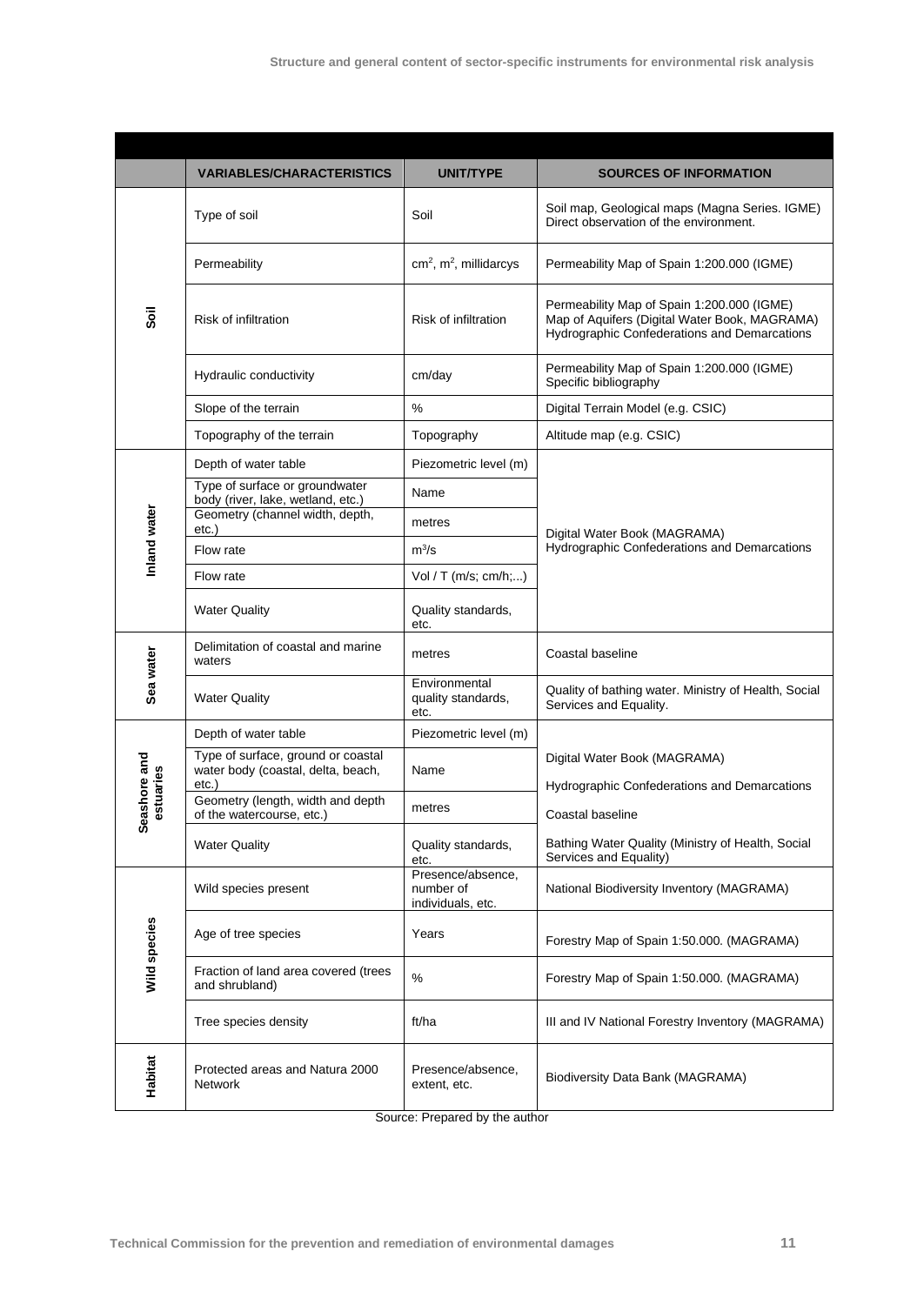| | VARIABLES/CHARACTERISTICS | UNIT/TYPE | SOURCES OF INFORMATION |
|---|---|---|---|
| **Soil** | Type of soil | Soil | Soil map, Geological maps (Magna Series. IGME) Direct observation of the environment. |
| | Permeability | $cm^2$, $m^2$, millidarcys | Permeability Map of Spain 1:200.000 (IGME) |
| | Risk of infiltration | Risk of infiltration | Permeability Map of Spain 1:200.000 (IGME) Map of Aquifers (Digital Water Book, MAGRAMA) Hydrographic Confederations and Demarcations |
| | Hydraulic conductivity | cm/day | Permeability Map of Spain 1:200.000 (IGME) Specific bibliography |
| | Slope of the terrain | % | Digital Terrain Model (e.g. CSIC) |
| | Topography of the terrain | Topography | Altitude map (e.g. CSIC) |
| **Inland water** | Depth of water table | Piezometric level (m) | Digital Water Book (MAGRAMA) Hydrographic Confederations and Demarcations |
| | Type of surface or groundwater body (river, lake, wetland, etc.) | Name | |
| | Geometry (channel width, depth, etc.) | metres | |
| | Flow rate | $m^3/s$ | |
| | Flow rate | Vol / T (m/s; cm/h;...) | |
| | Water Quality | Quality standards, etc. | |
| **Sea water** | Delimitation of coastal and marine waters | metres | Coastal baseline |
| | Water Quality | Environmental quality standards, etc. | Quality of bathing water. Ministry of Health, Social Services and Equality. |
| **Seashore and estuaries** | Depth of water table | Piezometric level (m) | Digital Water Book (MAGRAMA) |
| | Type of surface, ground or coastal water body (coastal, delta, beach, etc.) | Name | Hydrographic Confederations and Demarcations |
| | Geometry (length, width and depth of the watercourse, etc.) | metres | Coastal baseline |
| | Water Quality | Quality standards, etc. | Bathing Water Quality (Ministry of Health, Social Services and Equality) |
| **Wild species** | Wild species present | Presence/absence, number of individuals, etc. | National Biodiversity Inventory (MAGRAMA) |
| | Age of tree species | Years | Forestry Map of Spain 1:50.000. (MAGRAMA) |
| | Fraction of land area covered (trees and shrubland) | % | Forestry Map of Spain 1:50.000. (MAGRAMA) |
| | Tree species density | ft/ha | III and IV National Forestry Inventory (MAGRAMA) |
| **Habitat** | Protected areas and Natura 2000 Network | Presence/absence, extent, etc. | Biodiversity Data Bank (MAGRAMA) |

Source: Prepared by the author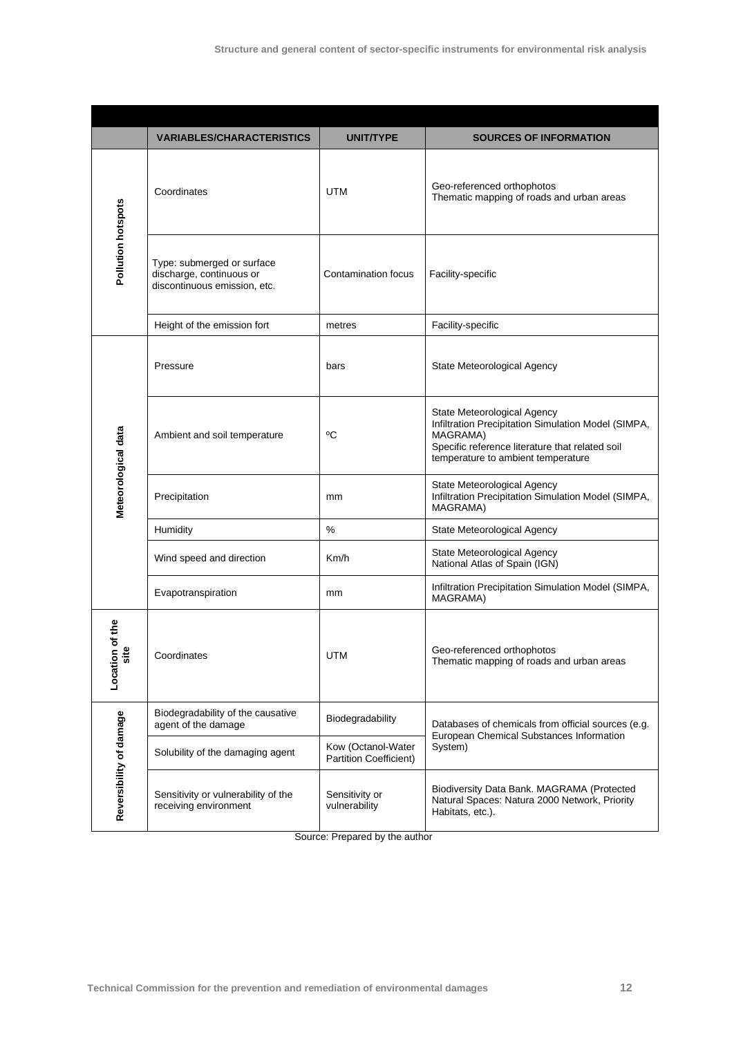| | VARIABLES/CHARACTERISTICS | UNIT/TYPE | SOURCES OF INFORMATION |
|---|---|---|---|
| Pollution hotspots | Coordinates | UTM | Geo-referenced orthophotos<br>Thematic mapping of roads and urban areas |
| | Type: submerged or surface discharge, continuous or discontinuous emission, etc. | Contamination focus | Facility-specific |
| | Height of the emission fort | metres | Facility-specific |
| Meteorological data | Pressure | bars | State Meteorological Agency |
| | Ambient and soil temperature | ºC | State Meteorological Agency<br>Infiltration Precipitation Simulation Model (SIMPA, MAGRAMA)<br>Specific reference literature that related soil temperature to ambient temperature |
| | Precipitation | mm | State Meteorological Agency<br>Infiltration Precipitation Simulation Model (SIMPA, MAGRAMA) |
| | Humidity | % | State Meteorological Agency |
| | Wind speed and direction | Km/h | State Meteorological Agency<br>National Atlas of Spain (IGN) |
| | Evapotranspiration | mm | Infiltration Precipitation Simulation Model (SIMPA, MAGRAMA) |
| Location of the site | Coordinates | UTM | Geo-referenced orthophotos<br>Thematic mapping of roads and urban areas |
| Reversibility of damage | Biodegradability of the causative agent of the damage | Biodegradability | Databases of chemicals from official sources (e.g. European Chemical Substances Information System) |
| | Solubility of the damaging agent | Kow (Octanol-Water Partition Coefficient) | |
| | Sensitivity or vulnerability of the receiving environment | Sensitivity or vulnerability | Biodiversity Data Bank. MAGRAMA (Protected Natural Spaces: Natura 2000 Network, Priority Habitats, etc.). |

Source: Prepared by the author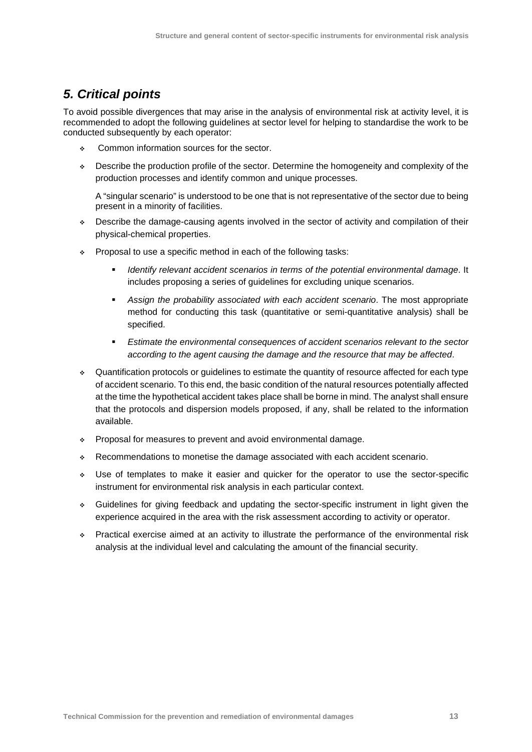## *5. Critical points*

To avoid possible divergences that may arise in the analysis of environmental risk at activity level, it is recommended to adopt the following guidelines at sector level for helping to standardise the work to be conducted subsequently by each operator:

- Common information sources for the sector.
- Describe the production profile of the sector. Determine the homogeneity and complexity of the production processes and identify common and unique processes.

  A "singular scenario" is understood to be one that is not representative of the sector due to being present in a minority of facilities.
- Describe the damage-causing agents involved in the sector of activity and compilation of their physical-chemical properties.
- Proposal to use a specific method in each of the following tasks:
  - *Identify relevant accident scenarios in terms of the potential environmental damage*. It includes proposing a series of guidelines for excluding unique scenarios.
  - *Assign the probability associated with each accident scenario*. The most appropriate method for conducting this task (quantitative or semi-quantitative analysis) shall be specified.
  - *Estimate the environmental consequences of accident scenarios relevant to the sector according to the agent causing the damage and the resource that may be affected*.
- Quantification protocols or guidelines to estimate the quantity of resource affected for each type of accident scenario. To this end, the basic condition of the natural resources potentially affected at the time the hypothetical accident takes place shall be borne in mind. The analyst shall ensure that the protocols and dispersion models proposed, if any, shall be related to the information available.
- Proposal for measures to prevent and avoid environmental damage.
- Recommendations to monetise the damage associated with each accident scenario.
- Use of templates to make it easier and quicker for the operator to use the sector-specific instrument for environmental risk analysis in each particular context.
- Guidelines for giving feedback and updating the sector-specific instrument in light given the experience acquired in the area with the risk assessment according to activity or operator.
- Practical exercise aimed at an activity to illustrate the performance of the environmental risk analysis at the individual level and calculating the amount of the financial security.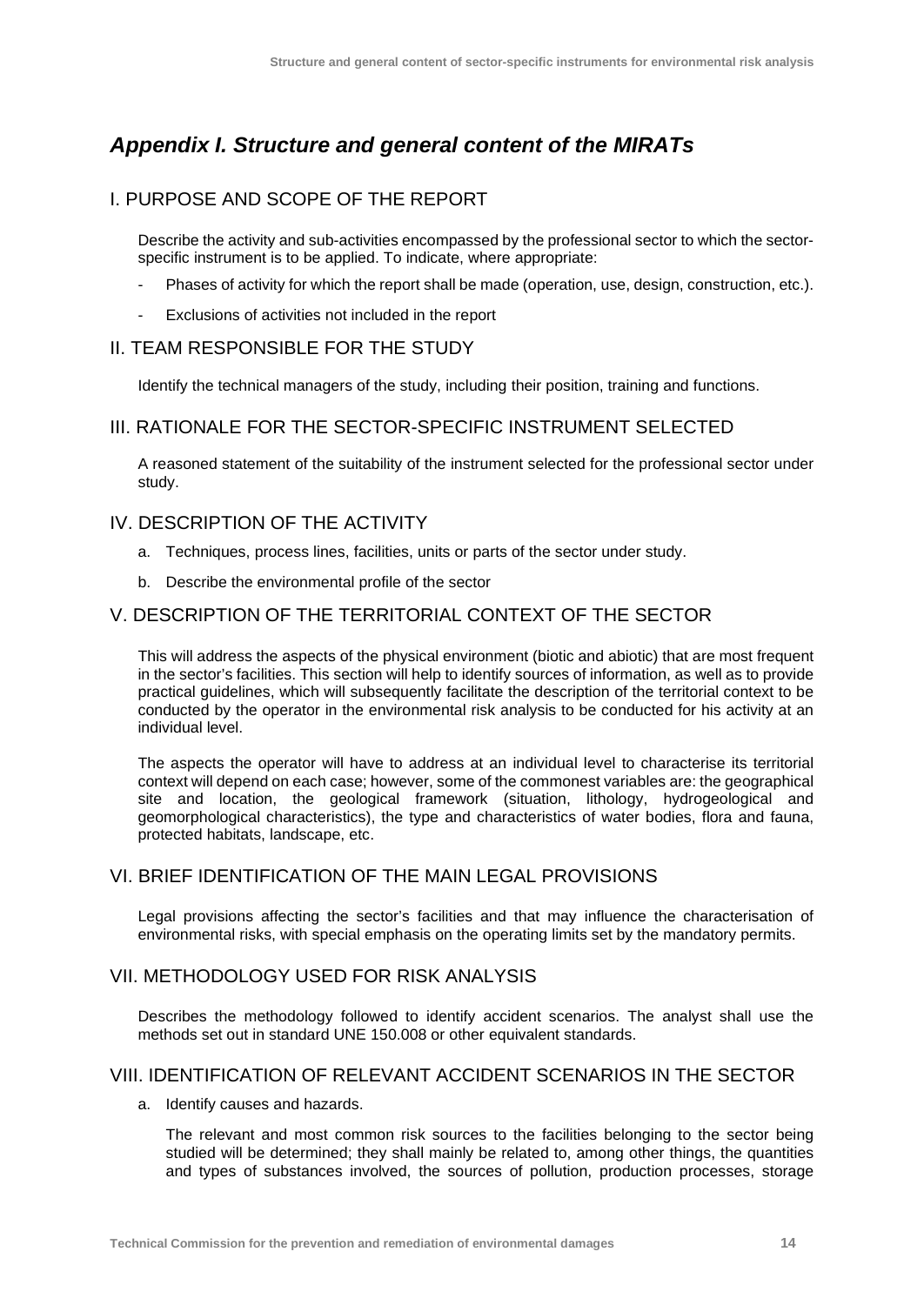# *Appendix I. Structure and general content of the MIRATs*

## I. PURPOSE AND SCOPE OF THE REPORT

Describe the activity and sub-activities encompassed by the professional sector to which the sector-specific instrument is to be applied. To indicate, where appropriate:

- Phases of activity for which the report shall be made (operation, use, design, construction, etc.).
- Exclusions of activities not included in the report

## II. TEAM RESPONSIBLE FOR THE STUDY

Identify the technical managers of the study, including their position, training and functions.

## III. RATIONALE FOR THE SECTOR-SPECIFIC INSTRUMENT SELECTED

A reasoned statement of the suitability of the instrument selected for the professional sector under study.

## IV. DESCRIPTION OF THE ACTIVITY

a. Techniques, process lines, facilities, units or parts of the sector under study.
b. Describe the environmental profile of the sector

## V. DESCRIPTION OF THE TERRITORIAL CONTEXT OF THE SECTOR

This will address the aspects of the physical environment (biotic and abiotic) that are most frequent in the sector's facilities. This section will help to identify sources of information, as well as to provide practical guidelines, which will subsequently facilitate the description of the territorial context to be conducted by the operator in the environmental risk analysis to be conducted for his activity at an individual level.

The aspects the operator will have to address at an individual level to characterise its territorial context will depend on each case; however, some of the commonest variables are: the geographical site and location, the geological framework (situation, lithology, hydrogeological and geomorphological characteristics), the type and characteristics of water bodies, flora and fauna, protected habitats, landscape, etc.

## VI. BRIEF IDENTIFICATION OF THE MAIN LEGAL PROVISIONS

Legal provisions affecting the sector's facilities and that may influence the characterisation of environmental risks, with special emphasis on the operating limits set by the mandatory permits.

## VII. METHODOLOGY USED FOR RISK ANALYSIS

Describes the methodology followed to identify accident scenarios. The analyst shall use the methods set out in standard UNE 150.008 or other equivalent standards.

## VIII. IDENTIFICATION OF RELEVANT ACCIDENT SCENARIOS IN THE SECTOR

a. Identify causes and hazards.

   The relevant and most common risk sources to the facilities belonging to the sector being studied will be determined; they shall mainly be related to, among other things, the quantities and types of substances involved, the sources of pollution, production processes, storage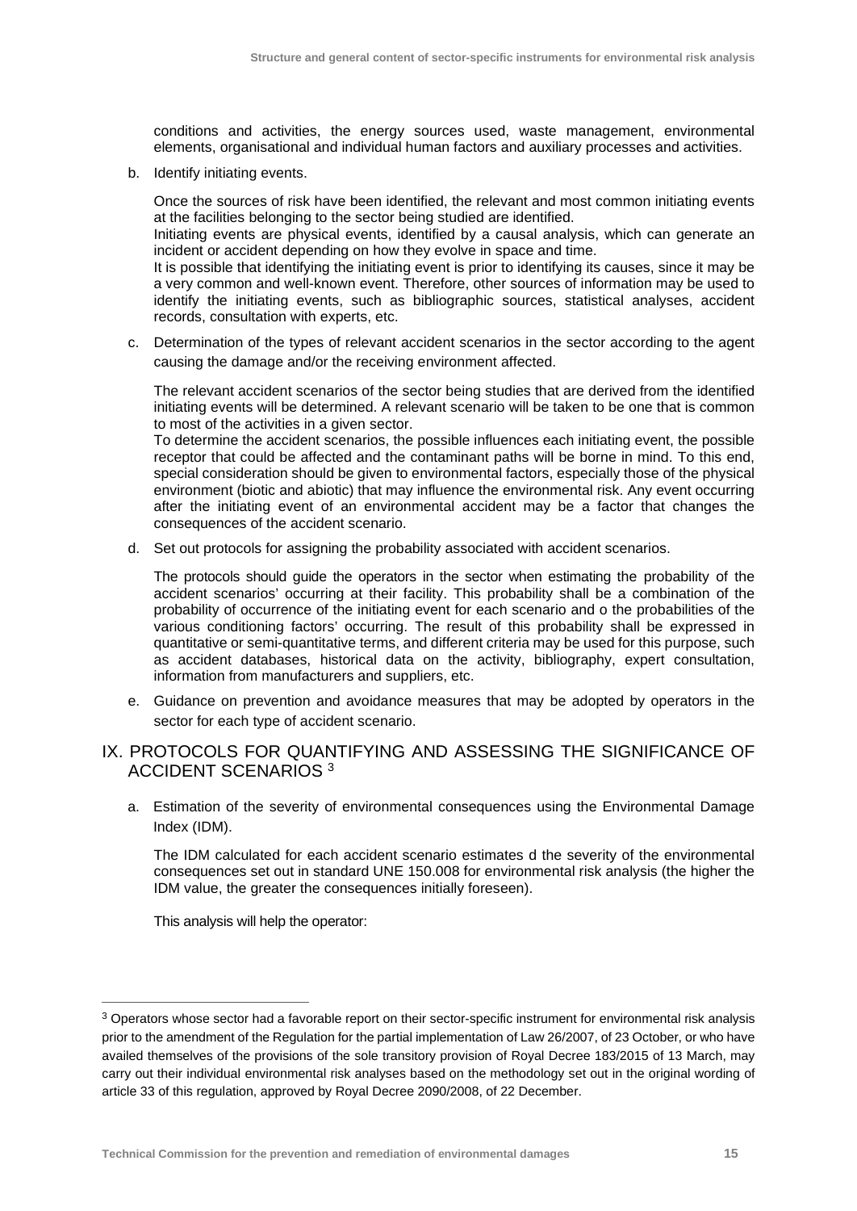conditions and activities, the energy sources used, waste management, environmental elements, organisational and individual human factors and auxiliary processes and activities.

b. Identify initiating events.

   Once the sources of risk have been identified, the relevant and most common initiating events at the facilities belonging to the sector being studied are identified.
   Initiating events are physical events, identified by a causal analysis, which can generate an incident or accident depending on how they evolve in space and time.
   It is possible that identifying the initiating event is prior to identifying its causes, since it may be a very common and well-known event. Therefore, other sources of information may be used to identify the initiating events, such as bibliographic sources, statistical analyses, accident records, consultation with experts, etc.

c. Determination of the types of relevant accident scenarios in the sector according to the agent causing the damage and/or the receiving environment affected.

   The relevant accident scenarios of the sector being studies that are derived from the identified initiating events will be determined. A relevant scenario will be taken to be one that is common to most of the activities in a given sector.
   To determine the accident scenarios, the possible influences each initiating event, the possible receptor that could be affected and the contaminant paths will be borne in mind. To this end, special consideration should be given to environmental factors, especially those of the physical environment (biotic and abiotic) that may influence the environmental risk. Any event occurring after the initiating event of an environmental accident may be a factor that changes the consequences of the accident scenario.

d. Set out protocols for assigning the probability associated with accident scenarios.

   The protocols should guide the operators in the sector when estimating the probability of the accident scenarios' occurring at their facility. This probability shall be a combination of the probability of occurrence of the initiating event for each scenario and o the probabilities of the various conditioning factors' occurring. The result of this probability shall be expressed in quantitative or semi-quantitative terms, and different criteria may be used for this purpose, such as accident databases, historical data on the activity, bibliography, expert consultation, information from manufacturers and suppliers, etc.

e. Guidance on prevention and avoidance measures that may be adopted by operators in the sector for each type of accident scenario.

## IX. PROTOCOLS FOR QUANTIFYING AND ASSESSING THE SIGNIFICANCE OF ACCIDENT SCENARIOS [3]

a. Estimation of the severity of environmental consequences using the Environmental Damage Index (IDM).

   The IDM calculated for each accident scenario estimates d the severity of the environmental consequences set out in standard UNE 150.008 for environmental risk analysis (the higher the IDM value, the greater the consequences initially foreseen).

   This analysis will help the operator:

---

[3] Operators whose sector had a favorable report on their sector-specific instrument for environmental risk analysis prior to the amendment of the Regulation for the partial implementation of Law 26/2007, of 23 October, or who have availed themselves of the provisions of the sole transitory provision of Royal Decree 183/2015 of 13 March, may carry out their individual environmental risk analyses based on the methodology set out in the original wording of article 33 of this regulation, approved by Royal Decree 2090/2008, of 22 December.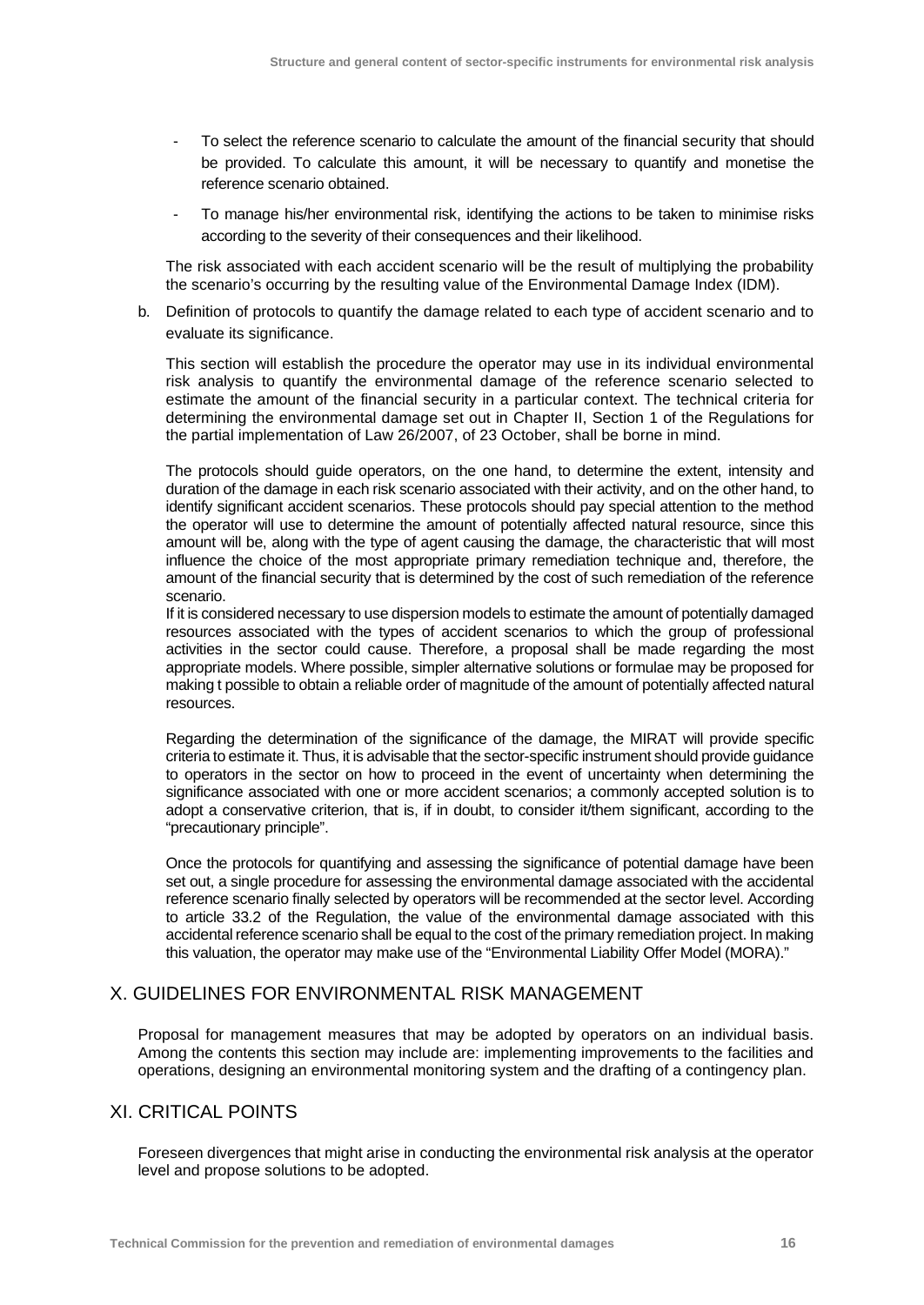- To select the reference scenario to calculate the amount of the financial security that should be provided. To calculate this amount, it will be necessary to quantify and monetise the reference scenario obtained.
- To manage his/her environmental risk, identifying the actions to be taken to minimise risks according to the severity of their consequences and their likelihood.

The risk associated with each accident scenario will be the result of multiplying the probability the scenario's occurring by the resulting value of the Environmental Damage Index (IDM).

b. Definition of protocols to quantify the damage related to each type of accident scenario and to evaluate its significance.

This section will establish the procedure the operator may use in its individual environmental risk analysis to quantify the environmental damage of the reference scenario selected to estimate the amount of the financial security in a particular context. The technical criteria for determining the environmental damage set out in Chapter II, Section 1 of the Regulations for the partial implementation of Law 26/2007, of 23 October, shall be borne in mind.

The protocols should guide operators, on the one hand, to determine the extent, intensity and duration of the damage in each risk scenario associated with their activity, and on the other hand, to identify significant accident scenarios. These protocols should pay special attention to the method the operator will use to determine the amount of potentially affected natural resource, since this amount will be, along with the type of agent causing the damage, the characteristic that will most influence the choice of the most appropriate primary remediation technique and, therefore, the amount of the financial security that is determined by the cost of such remediation of the reference scenario.

If it is considered necessary to use dispersion models to estimate the amount of potentially damaged resources associated with the types of accident scenarios to which the group of professional activities in the sector could cause. Therefore, a proposal shall be made regarding the most appropriate models. Where possible, simpler alternative solutions or formulae may be proposed for making t possible to obtain a reliable order of magnitude of the amount of potentially affected natural resources.

Regarding the determination of the significance of the damage, the MIRAT will provide specific criteria to estimate it. Thus, it is advisable that the sector-specific instrument should provide guidance to operators in the sector on how to proceed in the event of uncertainty when determining the significance associated with one or more accident scenarios; a commonly accepted solution is to adopt a conservative criterion, that is, if in doubt, to consider it/them significant, according to the "precautionary principle".

Once the protocols for quantifying and assessing the significance of potential damage have been set out, a single procedure for assessing the environmental damage associated with the accidental reference scenario finally selected by operators will be recommended at the sector level. According to article 33.2 of the Regulation, the value of the environmental damage associated with this accidental reference scenario shall be equal to the cost of the primary remediation project. In making this valuation, the operator may make use of the "Environmental Liability Offer Model (MORA)."

## X. GUIDELINES FOR ENVIRONMENTAL RISK MANAGEMENT

Proposal for management measures that may be adopted by operators on an individual basis. Among the contents this section may include are: implementing improvements to the facilities and operations, designing an environmental monitoring system and the drafting of a contingency plan.

## XI. CRITICAL POINTS

Foreseen divergences that might arise in conducting the environmental risk analysis at the operator level and propose solutions to be adopted.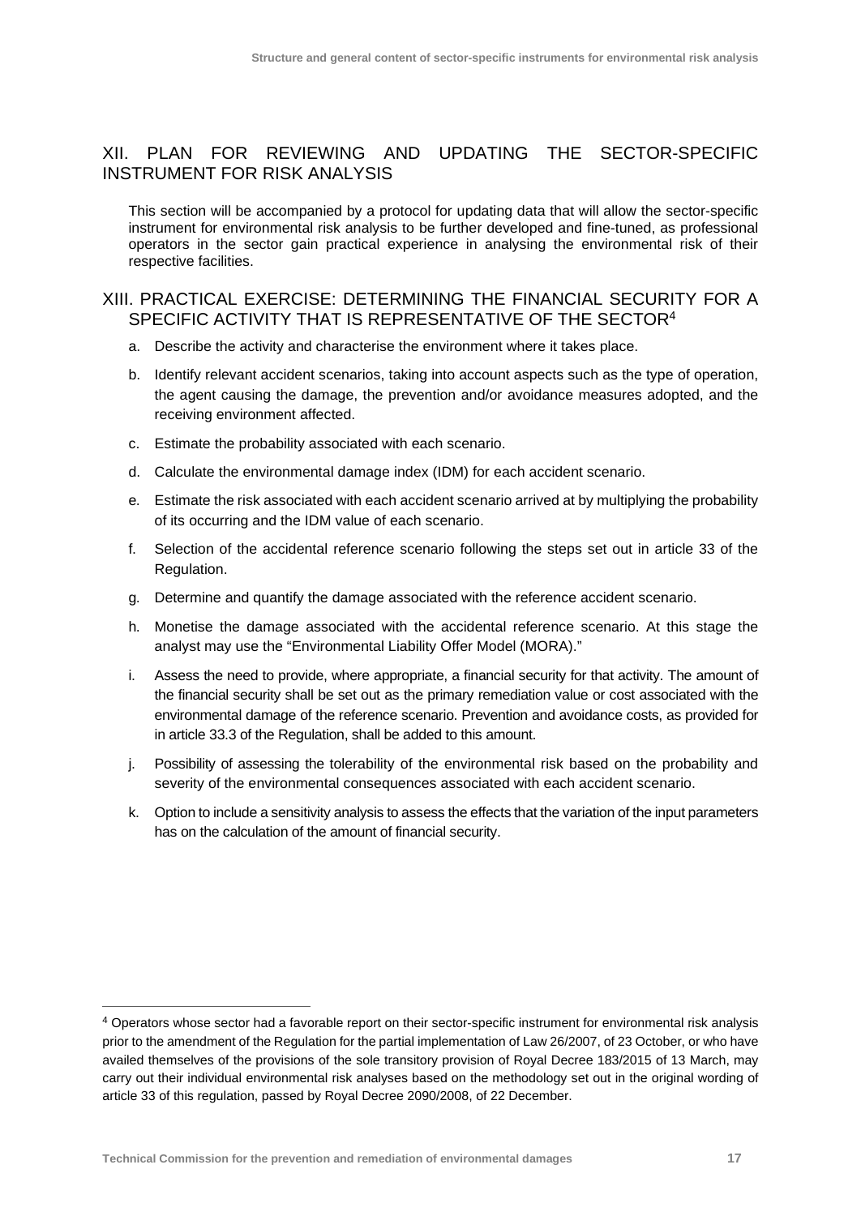## XII. PLAN FOR REVIEWING AND UPDATING THE SECTOR-SPECIFIC INSTRUMENT FOR RISK ANALYSIS

This section will be accompanied by a protocol for updating data that will allow the sector-specific instrument for environmental risk analysis to be further developed and fine-tuned, as professional operators in the sector gain practical experience in analysing the environmental risk of their respective facilities.

## XIII. PRACTICAL EXERCISE: DETERMINING THE FINANCIAL SECURITY FOR A SPECIFIC ACTIVITY THAT IS REPRESENTATIVE OF THE SECTOR[4]

a. Describe the activity and characterise the environment where it takes place.

b. Identify relevant accident scenarios, taking into account aspects such as the type of operation, the agent causing the damage, the prevention and/or avoidance measures adopted, and the receiving environment affected.

c. Estimate the probability associated with each scenario.

d. Calculate the environmental damage index (IDM) for each accident scenario.

e. Estimate the risk associated with each accident scenario arrived at by multiplying the probability of its occurring and the IDM value of each scenario.

f. Selection of the accidental reference scenario following the steps set out in article 33 of the Regulation.

g. Determine and quantify the damage associated with the reference accident scenario.

h. Monetise the damage associated with the accidental reference scenario. At this stage the analyst may use the "Environmental Liability Offer Model (MORA)."

i. Assess the need to provide, where appropriate, a financial security for that activity. The amount of the financial security shall be set out as the primary remediation value or cost associated with the environmental damage of the reference scenario. Prevention and avoidance costs, as provided for in article 33.3 of the Regulation, shall be added to this amount.

j. Possibility of assessing the tolerability of the environmental risk based on the probability and severity of the environmental consequences associated with each accident scenario.

k. Option to include a sensitivity analysis to assess the effects that the variation of the input parameters has on the calculation of the amount of financial security.

---

[4] Operators whose sector had a favorable report on their sector-specific instrument for environmental risk analysis prior to the amendment of the Regulation for the partial implementation of Law 26/2007, of 23 October, or who have availed themselves of the provisions of the sole transitory provision of Royal Decree 183/2015 of 13 March, may carry out their individual environmental risk analyses based on the methodology set out in the original wording of article 33 of this regulation, passed by Royal Decree 2090/2008, of 22 December.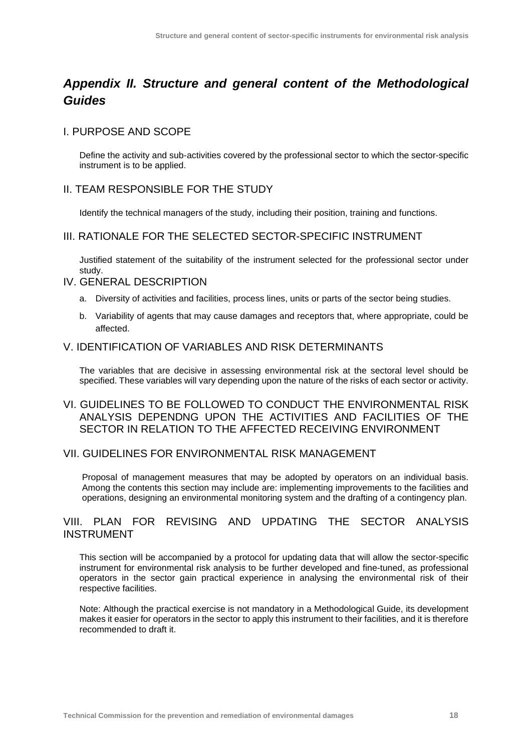# *Appendix II. Structure and general content of the Methodological Guides*

## I. PURPOSE AND SCOPE

Define the activity and sub-activities covered by the professional sector to which the sector-specific instrument is to be applied.

## II. TEAM RESPONSIBLE FOR THE STUDY

Identify the technical managers of the study, including their position, training and functions.

## III. RATIONALE FOR THE SELECTED SECTOR-SPECIFIC INSTRUMENT

Justified statement of the suitability of the instrument selected for the professional sector under study.

## IV. GENERAL DESCRIPTION

a. Diversity of activities and facilities, process lines, units or parts of the sector being studies.

b. Variability of agents that may cause damages and receptors that, where appropriate, could be affected.

## V. IDENTIFICATION OF VARIABLES AND RISK DETERMINANTS

The variables that are decisive in assessing environmental risk at the sectoral level should be specified. These variables will vary depending upon the nature of the risks of each sector or activity.

## VI. GUIDELINES TO BE FOLLOWED TO CONDUCT THE ENVIRONMENTAL RISK ANALYSIS DEPENDNG UPON THE ACTIVITIES AND FACILITIES OF THE SECTOR IN RELATION TO THE AFFECTED RECEIVING ENVIRONMENT

## VII. GUIDELINES FOR ENVIRONMENTAL RISK MANAGEMENT

Proposal of management measures that may be adopted by operators on an individual basis. Among the contents this section may include are: implementing improvements to the facilities and operations, designing an environmental monitoring system and the drafting of a contingency plan.

## VIII. PLAN FOR REVISING AND UPDATING THE SECTOR ANALYSIS INSTRUMENT

This section will be accompanied by a protocol for updating data that will allow the sector-specific instrument for environmental risk analysis to be further developed and fine-tuned, as professional operators in the sector gain practical experience in analysing the environmental risk of their respective facilities.

Note: Although the practical exercise is not mandatory in a Methodological Guide, its development makes it easier for operators in the sector to apply this instrument to their facilities, and it is therefore recommended to draft it.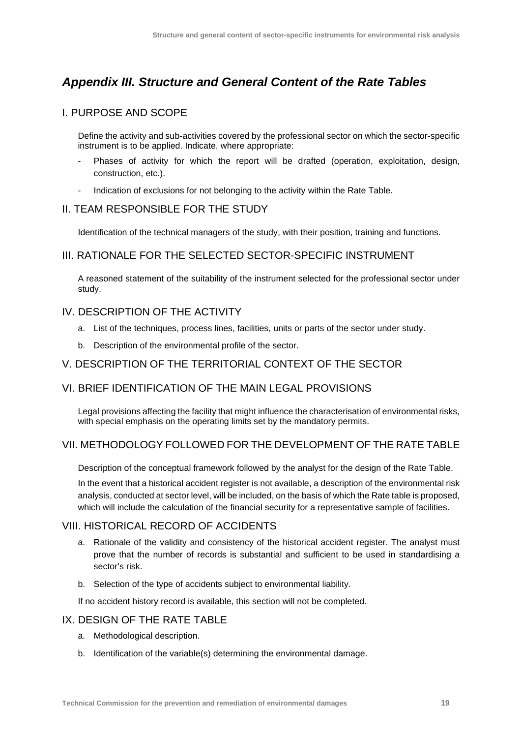## *Appendix III. Structure and General Content of the Rate Tables*

### I. PURPOSE AND SCOPE

Define the activity and sub-activities covered by the professional sector on which the sector-specific instrument is to be applied. Indicate, where appropriate:

- Phases of activity for which the report will be drafted (operation, exploitation, design, construction, etc.).
- Indication of exclusions for not belonging to the activity within the Rate Table.

### II. TEAM RESPONSIBLE FOR THE STUDY

Identification of the technical managers of the study, with their position, training and functions.

### III. RATIONALE FOR THE SELECTED SECTOR-SPECIFIC INSTRUMENT

A reasoned statement of the suitability of the instrument selected for the professional sector under study.

### IV. DESCRIPTION OF THE ACTIVITY

a. List of the techniques, process lines, facilities, units or parts of the sector under study.
b. Description of the environmental profile of the sector.

### V. DESCRIPTION OF THE TERRITORIAL CONTEXT OF THE SECTOR

### VI. BRIEF IDENTIFICATION OF THE MAIN LEGAL PROVISIONS

Legal provisions affecting the facility that might influence the characterisation of environmental risks, with special emphasis on the operating limits set by the mandatory permits.

### VII. METHODOLOGY FOLLOWED FOR THE DEVELOPMENT OF THE RATE TABLE

Description of the conceptual framework followed by the analyst for the design of the Rate Table.

In the event that a historical accident register is not available, a description of the environmental risk analysis, conducted at sector level, will be included, on the basis of which the Rate table is proposed, which will include the calculation of the financial security for a representative sample of facilities.

### VIII. HISTORICAL RECORD OF ACCIDENTS

a. Rationale of the validity and consistency of the historical accident register. The analyst must prove that the number of records is substantial and sufficient to be used in standardising a sector's risk.
b. Selection of the type of accidents subject to environmental liability.

If no accident history record is available, this section will not be completed.

### IX. DESIGN OF THE RATE TABLE

a. Methodological description.
b. Identification of the variable(s) determining the environmental damage.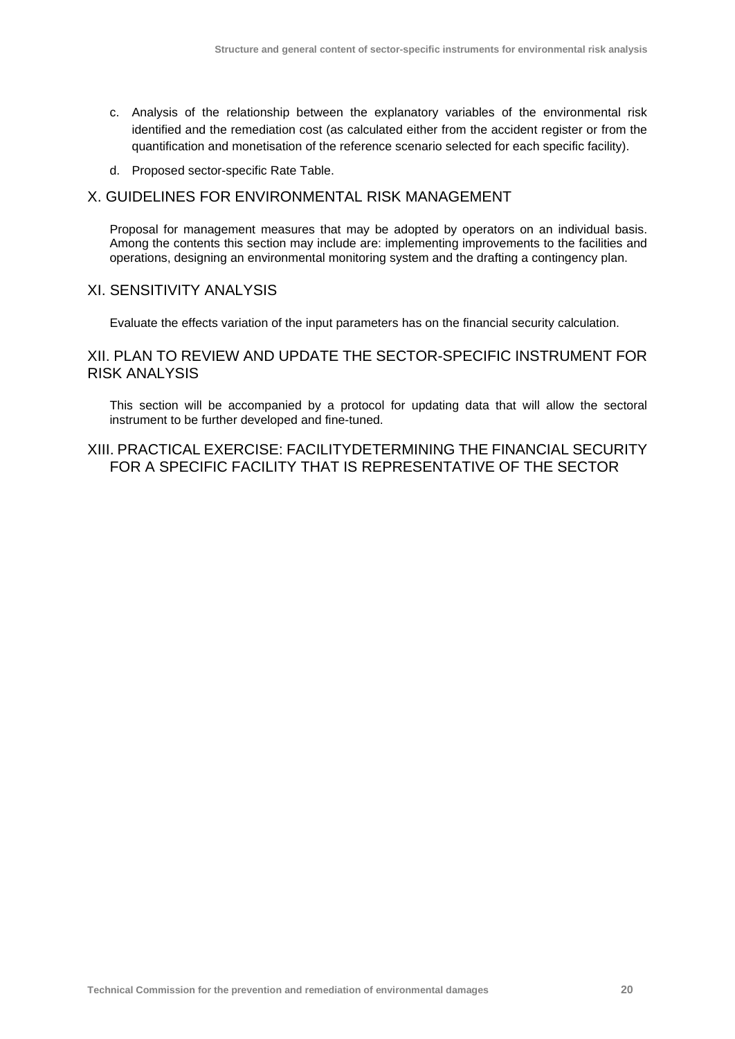c. Analysis of the relationship between the explanatory variables of the environmental risk identified and the remediation cost (as calculated either from the accident register or from the quantification and monetisation of the reference scenario selected for each specific facility).

d. Proposed sector-specific Rate Table.

## X. GUIDELINES FOR ENVIRONMENTAL RISK MANAGEMENT

Proposal for management measures that may be adopted by operators on an individual basis. Among the contents this section may include are: implementing improvements to the facilities and operations, designing an environmental monitoring system and the drafting a contingency plan.

## XI. SENSITIVITY ANALYSIS

Evaluate the effects variation of the input parameters has on the financial security calculation.

## XII. PLAN TO REVIEW AND UPDATE THE SECTOR-SPECIFIC INSTRUMENT FOR RISK ANALYSIS

This section will be accompanied by a protocol for updating data that will allow the sectoral instrument to be further developed and fine-tuned.

## XIII. PRACTICAL EXERCISE: FACILITYDETERMINING THE FINANCIAL SECURITY FOR A SPECIFIC FACILITY THAT IS REPRESENTATIVE OF THE SECTOR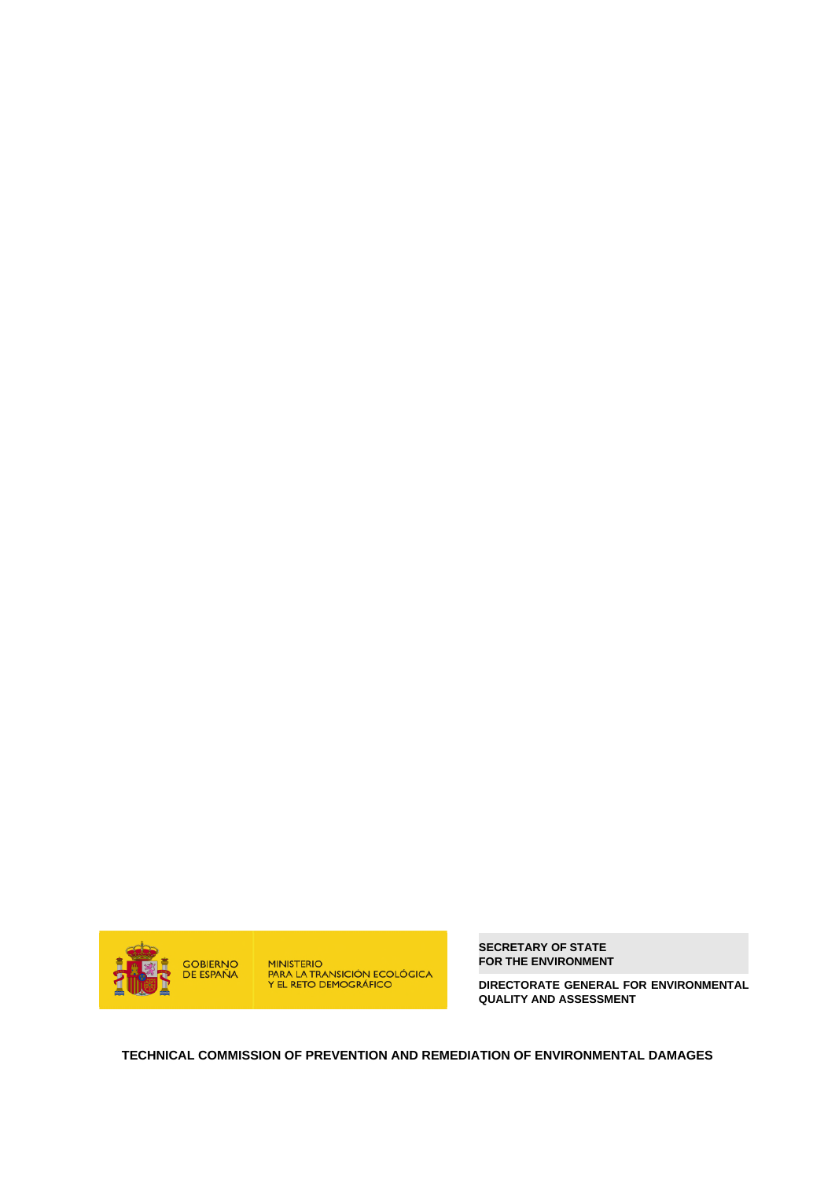GOBIERNO DE ESPAÑA

MINISTERIO PARA LA TRANSICIÓN ECOLÓGICA Y EL RETO DEMOGRÁFICO

**SECRETARY OF STATE FOR THE ENVIRONMENT**

**DIRECTORATE GENERAL FOR ENVIRONMENTAL QUALITY AND ASSESSMENT**

**TECHNICAL COMMISSION OF PREVENTION AND REMEDIATION OF ENVIRONMENTAL DAMAGES**